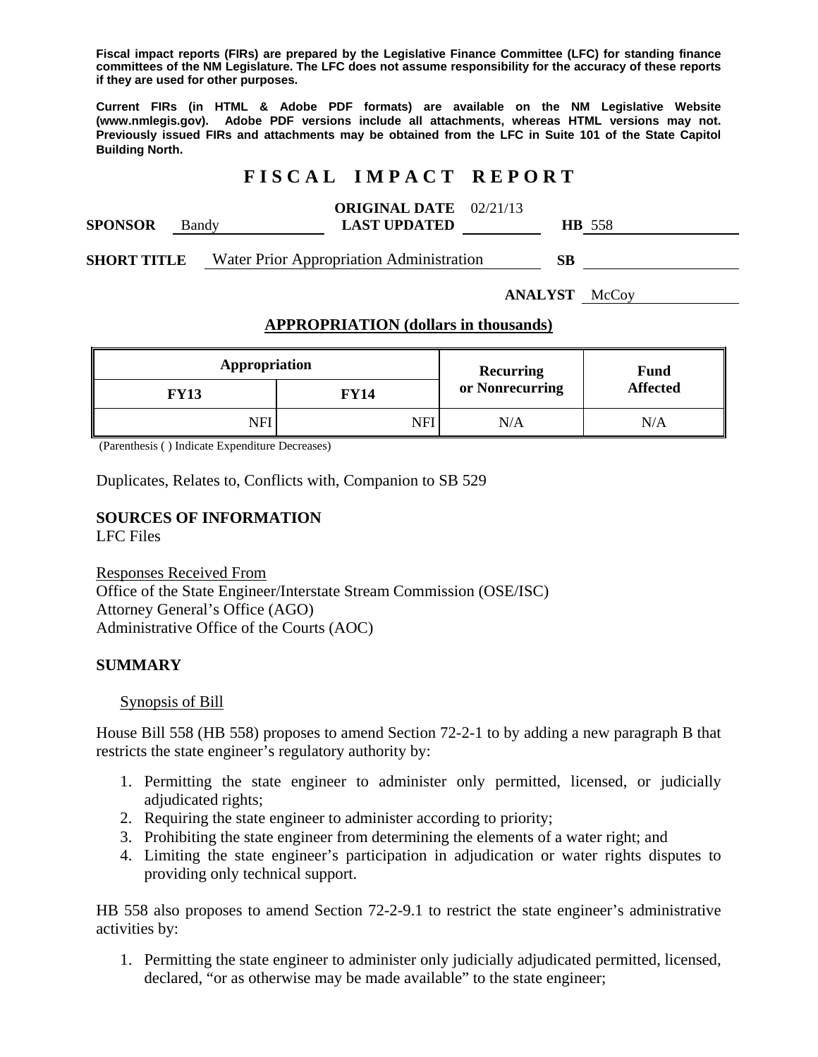**Fiscal impact reports (FIRs) are prepared by the Legislative Finance Committee (LFC) for standing finance committees of the NM Legislature. The LFC does not assume responsibility for the accuracy of these reports if they are used for other purposes.**

**Current FIRs (in HTML & Adobe PDF formats) are available on the NM Legislative Website (www.nmlegis.gov). Adobe PDF versions include all attachments, whereas HTML versions may not. Previously issued FIRs and attachments may be obtained from the LFC in Suite 101 of the State Capitol Building North.**

# F I S C A L   I M P A C T   R E P O R T

**SPONSOR** Bandy **ORIGINAL DATE** 02/21/13 **LAST UPDATED** **HB** 558

**SHORT TITLE** Water Prior Appropriation Administration **SB**

**ANALYST** McCoy

## APPROPRIATION (dollars in thousands)

| Appropriation | | Recurring or Nonrecurring | Fund Affected |
|---|---|---|---|
| **FY13** | **FY14** | | |
| NFI | NFI | N/A | N/A |

(Parenthesis ( ) Indicate Expenditure Decreases)

Duplicates, Relates to, Conflicts with, Companion to SB 529

### SOURCES OF INFORMATION

LFC Files

Responses Received From
Office of the State Engineer/Interstate Stream Commission (OSE/ISC)
Attorney General's Office (AGO)
Administrative Office of the Courts (AOC)

### SUMMARY

Synopsis of Bill

House Bill 558 (HB 558) proposes to amend Section 72-2-1 to by adding a new paragraph B that restricts the state engineer's regulatory authority by:

1. Permitting the state engineer to administer only permitted, licensed, or judicially adjudicated rights;
2. Requiring the state engineer to administer according to priority;
3. Prohibiting the state engineer from determining the elements of a water right; and
4. Limiting the state engineer's participation in adjudication or water rights disputes to providing only technical support.

HB 558 also proposes to amend Section 72-2-9.1 to restrict the state engineer's administrative activities by:

1. Permitting the state engineer to administer only judicially adjudicated permitted, licensed, declared, "or as otherwise may be made available" to the state engineer;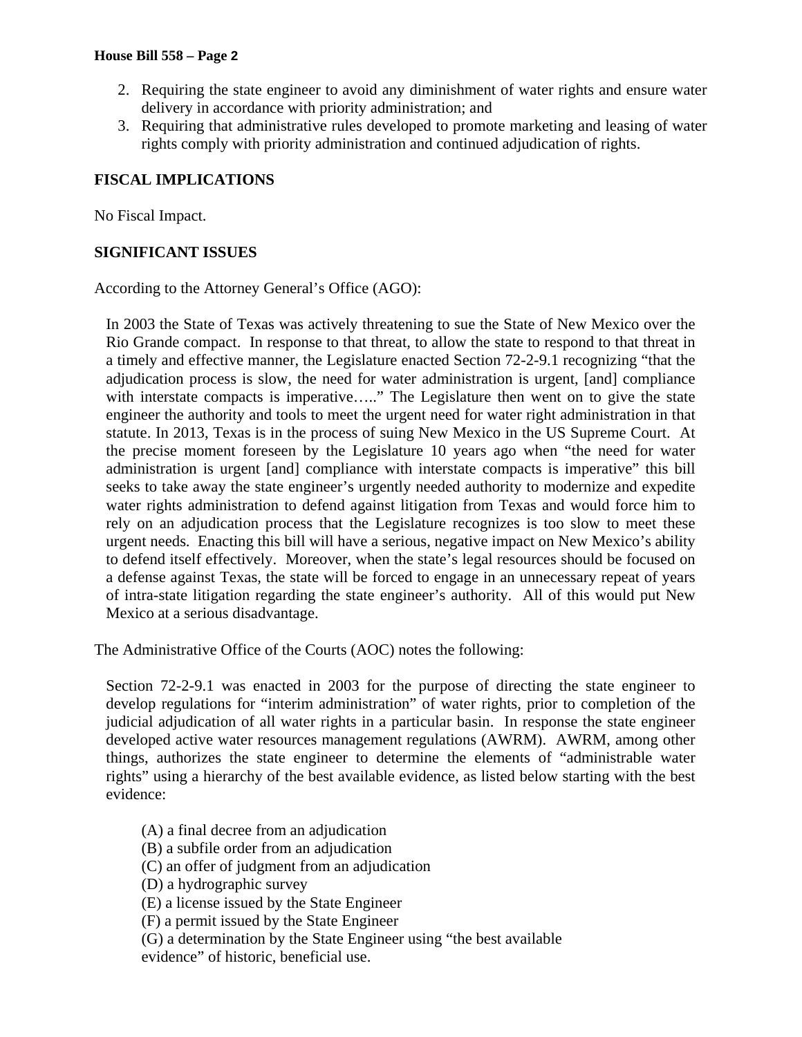2. Requiring the state engineer to avoid any diminishment of water rights and ensure water delivery in accordance with priority administration; and
3. Requiring that administrative rules developed to promote marketing and leasing of water rights comply with priority administration and continued adjudication of rights.

**FISCAL IMPLICATIONS**

No Fiscal Impact.

**SIGNIFICANT ISSUES**

According to the Attorney General's Office (AGO):

> In 2003 the State of Texas was actively threatening to sue the State of New Mexico over the Rio Grande compact. In response to that threat, to allow the state to respond to that threat in a timely and effective manner, the Legislature enacted Section 72-2-9.1 recognizing "that the adjudication process is slow, the need for water administration is urgent, [and] compliance with interstate compacts is imperative….." The Legislature then went on to give the state engineer the authority and tools to meet the urgent need for water right administration in that statute. In 2013, Texas is in the process of suing New Mexico in the US Supreme Court. At the precise moment foreseen by the Legislature 10 years ago when "the need for water administration is urgent [and] compliance with interstate compacts is imperative" this bill seeks to take away the state engineer's urgently needed authority to modernize and expedite water rights administration to defend against litigation from Texas and would force him to rely on an adjudication process that the Legislature recognizes is too slow to meet these urgent needs. Enacting this bill will have a serious, negative impact on New Mexico's ability to defend itself effectively. Moreover, when the state's legal resources should be focused on a defense against Texas, the state will be forced to engage in an unnecessary repeat of years of intra-state litigation regarding the state engineer's authority. All of this would put New Mexico at a serious disadvantage.

The Administrative Office of the Courts (AOC) notes the following:

> Section 72-2-9.1 was enacted in 2003 for the purpose of directing the state engineer to develop regulations for "interim administration" of water rights, prior to completion of the judicial adjudication of all water rights in a particular basin. In response the state engineer developed active water resources management regulations (AWRM). AWRM, among other things, authorizes the state engineer to determine the elements of "administrable water rights" using a hierarchy of the best available evidence, as listed below starting with the best evidence:
>
> (A) a final decree from an adjudication
> (B) a subfile order from an adjudication
> (C) an offer of judgment from an adjudication
> (D) a hydrographic survey
> (E) a license issued by the State Engineer
> (F) a permit issued by the State Engineer
> (G) a determination by the State Engineer using "the best available evidence" of historic, beneficial use.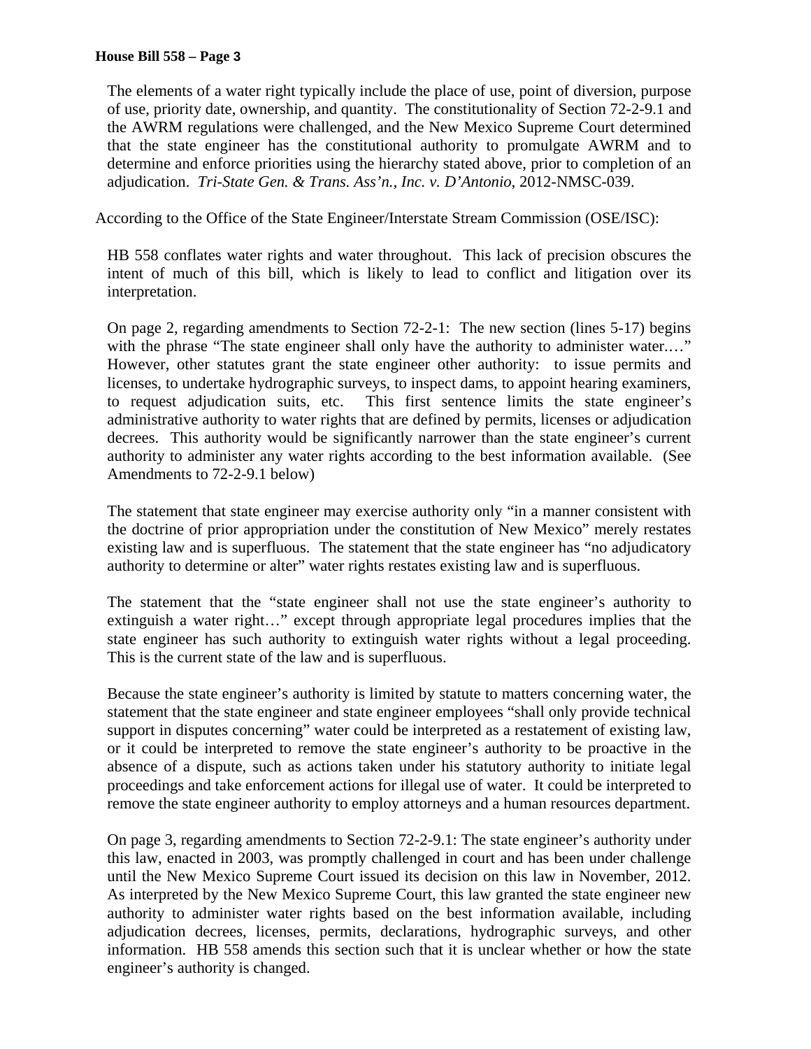The elements of a water right typically include the place of use, point of diversion, purpose of use, priority date, ownership, and quantity. The constitutionality of Section 72-2-9.1 and the AWRM regulations were challenged, and the New Mexico Supreme Court determined that the state engineer has the constitutional authority to promulgate AWRM and to determine and enforce priorities using the hierarchy stated above, prior to completion of an adjudication. *Tri-State Gen. & Trans. Ass'n., Inc. v. D'Antonio*, 2012-NMSC-039.

According to the Office of the State Engineer/Interstate Stream Commission (OSE/ISC):

HB 558 conflates water rights and water throughout. This lack of precision obscures the intent of much of this bill, which is likely to lead to conflict and litigation over its interpretation.

On page 2, regarding amendments to Section 72-2-1: The new section (lines 5-17) begins with the phrase "The state engineer shall only have the authority to administer water.…" However, other statutes grant the state engineer other authority: to issue permits and licenses, to undertake hydrographic surveys, to inspect dams, to appoint hearing examiners, to request adjudication suits, etc. This first sentence limits the state engineer's administrative authority to water rights that are defined by permits, licenses or adjudication decrees. This authority would be significantly narrower than the state engineer's current authority to administer any water rights according to the best information available. (See Amendments to 72-2-9.1 below)

The statement that state engineer may exercise authority only "in a manner consistent with the doctrine of prior appropriation under the constitution of New Mexico" merely restates existing law and is superfluous. The statement that the state engineer has "no adjudicatory authority to determine or alter" water rights restates existing law and is superfluous.

The statement that the "state engineer shall not use the state engineer's authority to extinguish a water right…" except through appropriate legal procedures implies that the state engineer has such authority to extinguish water rights without a legal proceeding. This is the current state of the law and is superfluous.

Because the state engineer's authority is limited by statute to matters concerning water, the statement that the state engineer and state engineer employees "shall only provide technical support in disputes concerning" water could be interpreted as a restatement of existing law, or it could be interpreted to remove the state engineer's authority to be proactive in the absence of a dispute, such as actions taken under his statutory authority to initiate legal proceedings and take enforcement actions for illegal use of water. It could be interpreted to remove the state engineer authority to employ attorneys and a human resources department.

On page 3, regarding amendments to Section 72-2-9.1: The state engineer's authority under this law, enacted in 2003, was promptly challenged in court and has been under challenge until the New Mexico Supreme Court issued its decision on this law in November, 2012. As interpreted by the New Mexico Supreme Court, this law granted the state engineer new authority to administer water rights based on the best information available, including adjudication decrees, licenses, permits, declarations, hydrographic surveys, and other information. HB 558 amends this section such that it is unclear whether or how the state engineer's authority is changed.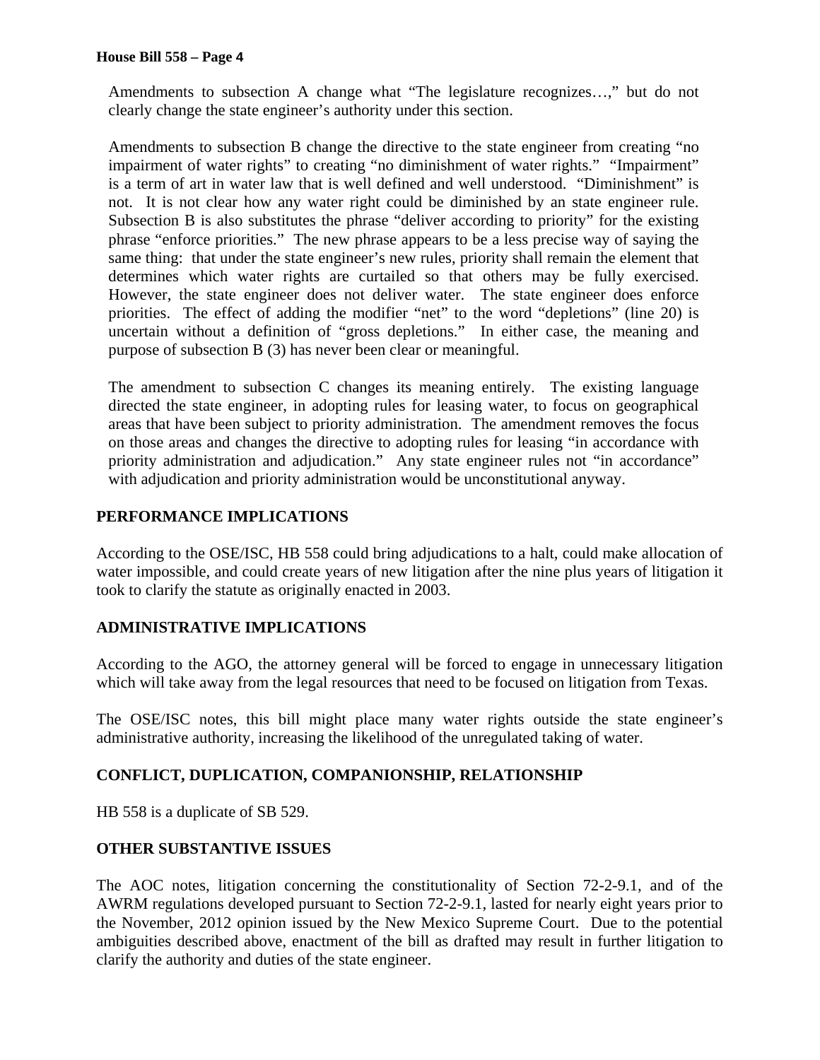Amendments to subsection A change what "The legislature recognizes…," but do not clearly change the state engineer's authority under this section.

Amendments to subsection B change the directive to the state engineer from creating "no impairment of water rights" to creating "no diminishment of water rights." "Impairment" is a term of art in water law that is well defined and well understood. "Diminishment" is not. It is not clear how any water right could be diminished by an state engineer rule. Subsection B is also substitutes the phrase "deliver according to priority" for the existing phrase "enforce priorities." The new phrase appears to be a less precise way of saying the same thing: that under the state engineer's new rules, priority shall remain the element that determines which water rights are curtailed so that others may be fully exercised. However, the state engineer does not deliver water. The state engineer does enforce priorities. The effect of adding the modifier "net" to the word "depletions" (line 20) is uncertain without a definition of "gross depletions." In either case, the meaning and purpose of subsection B (3) has never been clear or meaningful.

The amendment to subsection C changes its meaning entirely. The existing language directed the state engineer, in adopting rules for leasing water, to focus on geographical areas that have been subject to priority administration. The amendment removes the focus on those areas and changes the directive to adopting rules for leasing "in accordance with priority administration and adjudication." Any state engineer rules not "in accordance" with adjudication and priority administration would be unconstitutional anyway.

## PERFORMANCE IMPLICATIONS

According to the OSE/ISC, HB 558 could bring adjudications to a halt, could make allocation of water impossible, and could create years of new litigation after the nine plus years of litigation it took to clarify the statute as originally enacted in 2003.

## ADMINISTRATIVE IMPLICATIONS

According to the AGO, the attorney general will be forced to engage in unnecessary litigation which will take away from the legal resources that need to be focused on litigation from Texas.

The OSE/ISC notes, this bill might place many water rights outside the state engineer's administrative authority, increasing the likelihood of the unregulated taking of water.

## CONFLICT, DUPLICATION, COMPANIONSHIP, RELATIONSHIP

HB 558 is a duplicate of SB 529.

## OTHER SUBSTANTIVE ISSUES

The AOC notes, litigation concerning the constitutionality of Section 72-2-9.1, and of the AWRM regulations developed pursuant to Section 72-2-9.1, lasted for nearly eight years prior to the November, 2012 opinion issued by the New Mexico Supreme Court. Due to the potential ambiguities described above, enactment of the bill as drafted may result in further litigation to clarify the authority and duties of the state engineer.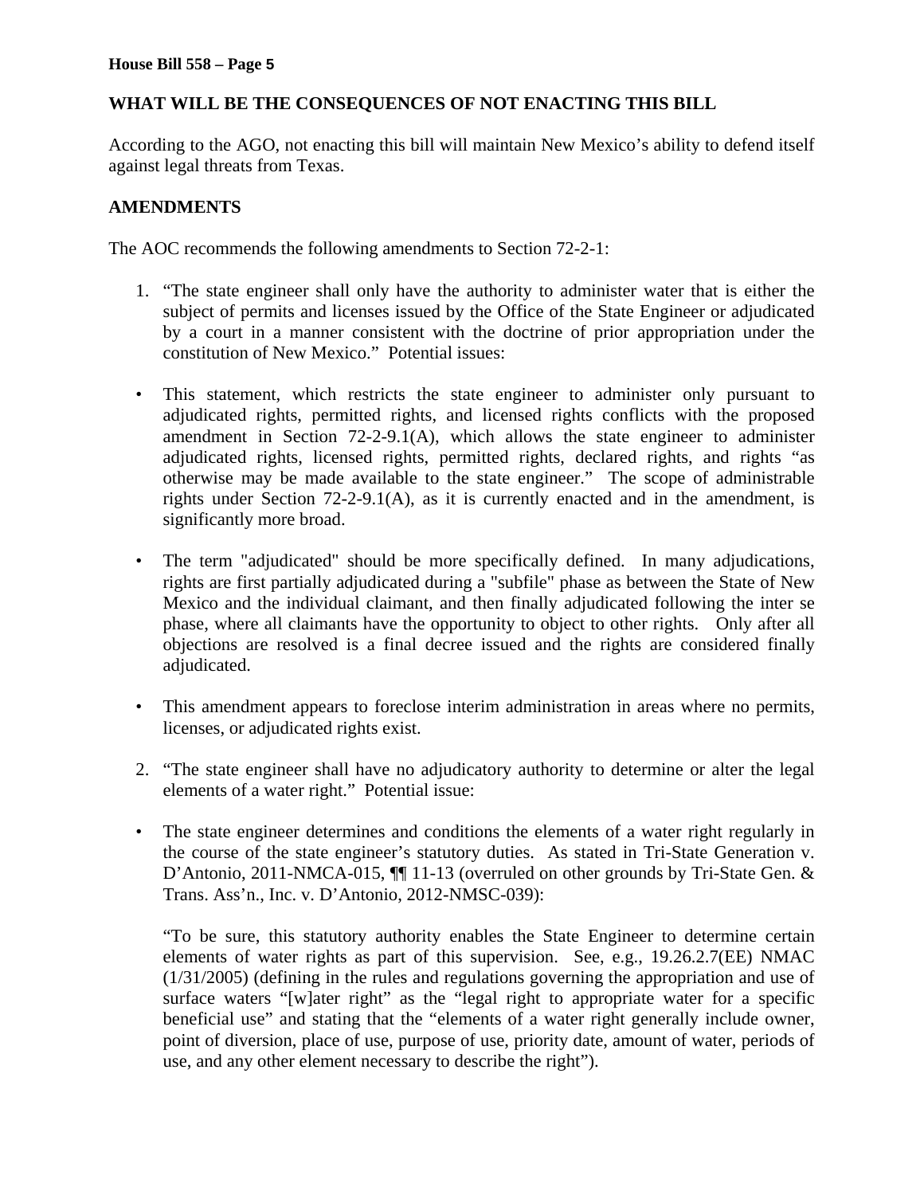## WHAT WILL BE THE CONSEQUENCES OF NOT ENACTING THIS BILL

According to the AGO, not enacting this bill will maintain New Mexico's ability to defend itself against legal threats from Texas.

## AMENDMENTS

The AOC recommends the following amendments to Section 72-2-1:

1. "The state engineer shall only have the authority to administer water that is either the subject of permits and licenses issued by the Office of the State Engineer or adjudicated by a court in a manner consistent with the doctrine of prior appropriation under the constitution of New Mexico." Potential issues:

- This statement, which restricts the state engineer to administer only pursuant to adjudicated rights, permitted rights, and licensed rights conflicts with the proposed amendment in Section 72-2-9.1(A), which allows the state engineer to administer adjudicated rights, licensed rights, permitted rights, declared rights, and rights "as otherwise may be made available to the state engineer." The scope of administrable rights under Section 72-2-9.1(A), as it is currently enacted and in the amendment, is significantly more broad.

- The term "adjudicated" should be more specifically defined. In many adjudications, rights are first partially adjudicated during a "subfile" phase as between the State of New Mexico and the individual claimant, and then finally adjudicated following the inter se phase, where all claimants have the opportunity to object to other rights. Only after all objections are resolved is a final decree issued and the rights are considered finally adjudicated.

- This amendment appears to foreclose interim administration in areas where no permits, licenses, or adjudicated rights exist.

2. "The state engineer shall have no adjudicatory authority to determine or alter the legal elements of a water right." Potential issue:

- The state engineer determines and conditions the elements of a water right regularly in the course of the state engineer's statutory duties. As stated in Tri-State Generation v. D'Antonio, 2011-NMCA-015, ¶¶ 11-13 (overruled on other grounds by Tri-State Gen. & Trans. Ass'n., Inc. v. D'Antonio, 2012-NMSC-039):

  "To be sure, this statutory authority enables the State Engineer to determine certain elements of water rights as part of this supervision. See, e.g., 19.26.2.7(EE) NMAC (1/31/2005) (defining in the rules and regulations governing the appropriation and use of surface waters "[w]ater right" as the "legal right to appropriate water for a specific beneficial use" and stating that the "elements of a water right generally include owner, point of diversion, place of use, purpose of use, priority date, amount of water, periods of use, and any other element necessary to describe the right").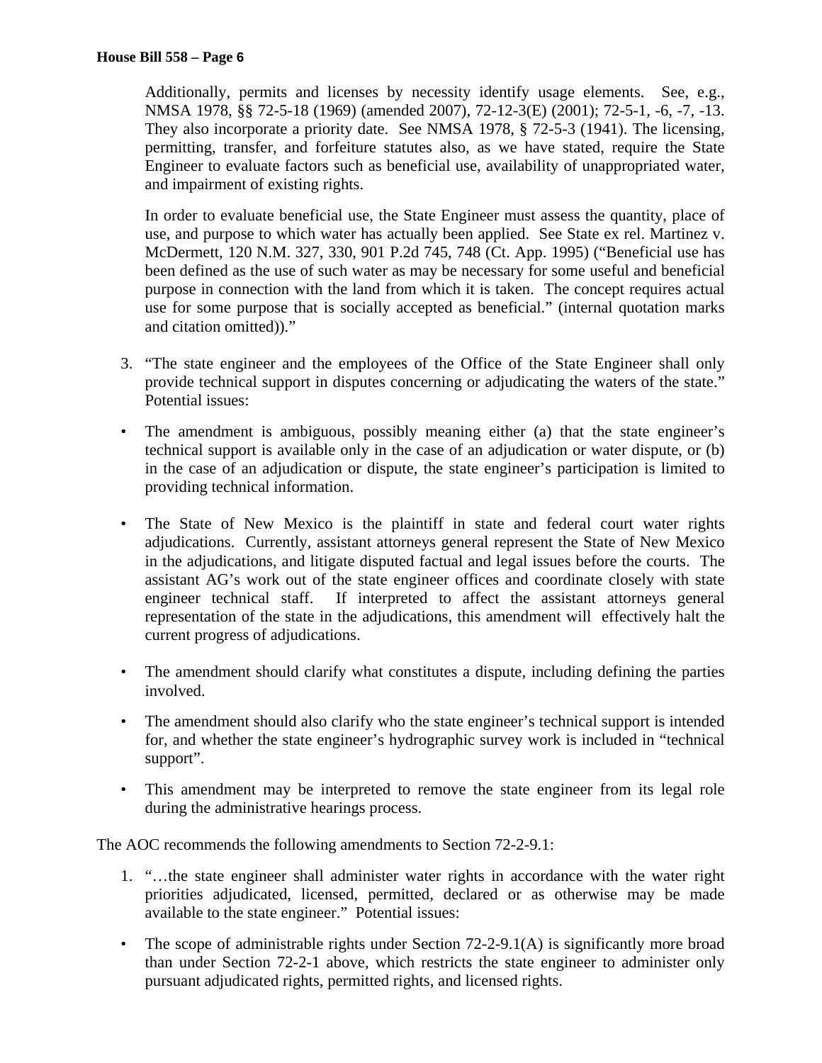Additionally, permits and licenses by necessity identify usage elements. See, e.g., NMSA 1978, §§ 72-5-18 (1969) (amended 2007), 72-12-3(E) (2001); 72-5-1, -6, -7, -13. They also incorporate a priority date. See NMSA 1978, § 72-5-3 (1941). The licensing, permitting, transfer, and forfeiture statutes also, as we have stated, require the State Engineer to evaluate factors such as beneficial use, availability of unappropriated water, and impairment of existing rights.

In order to evaluate beneficial use, the State Engineer must assess the quantity, place of use, and purpose to which water has actually been applied. See State ex rel. Martinez v. McDermett, 120 N.M. 327, 330, 901 P.2d 745, 748 (Ct. App. 1995) ("Beneficial use has been defined as the use of such water as may be necessary for some useful and beneficial purpose in connection with the land from which it is taken. The concept requires actual use for some purpose that is socially accepted as beneficial." (internal quotation marks and citation omitted))."

3. "The state engineer and the employees of the Office of the State Engineer shall only provide technical support in disputes concerning or adjudicating the waters of the state." Potential issues:

- The amendment is ambiguous, possibly meaning either (a) that the state engineer's technical support is available only in the case of an adjudication or water dispute, or (b) in the case of an adjudication or dispute, the state engineer's participation is limited to providing technical information.
- The State of New Mexico is the plaintiff in state and federal court water rights adjudications. Currently, assistant attorneys general represent the State of New Mexico in the adjudications, and litigate disputed factual and legal issues before the courts. The assistant AG's work out of the state engineer offices and coordinate closely with state engineer technical staff. If interpreted to affect the assistant attorneys general representation of the state in the adjudications, this amendment will effectively halt the current progress of adjudications.
- The amendment should clarify what constitutes a dispute, including defining the parties involved.
- The amendment should also clarify who the state engineer's technical support is intended for, and whether the state engineer's hydrographic survey work is included in "technical support".
- This amendment may be interpreted to remove the state engineer from its legal role during the administrative hearings process.

The AOC recommends the following amendments to Section 72-2-9.1:

1. "…the state engineer shall administer water rights in accordance with the water right priorities adjudicated, licensed, permitted, declared or as otherwise may be made available to the state engineer." Potential issues:

- The scope of administrable rights under Section 72-2-9.1(A) is significantly more broad than under Section 72-2-1 above, which restricts the state engineer to administer only pursuant adjudicated rights, permitted rights, and licensed rights.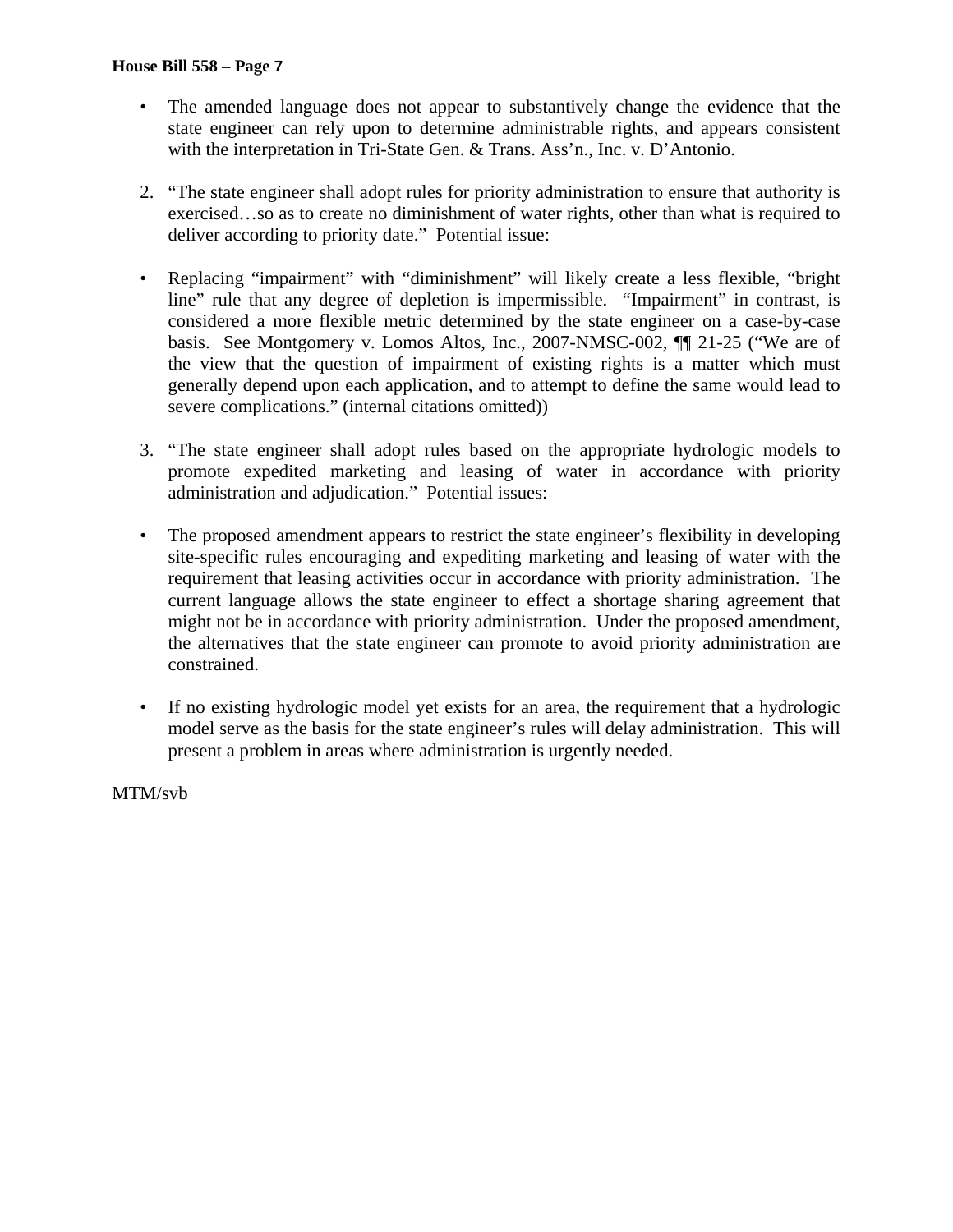- The amended language does not appear to substantively change the evidence that the state engineer can rely upon to determine administrable rights, and appears consistent with the interpretation in Tri-State Gen. & Trans. Ass'n., Inc. v. D'Antonio.

2. "The state engineer shall adopt rules for priority administration to ensure that authority is exercised…so as to create no diminishment of water rights, other than what is required to deliver according to priority date." Potential issue:

- Replacing "impairment" with "diminishment" will likely create a less flexible, "bright line" rule that any degree of depletion is impermissible. "Impairment" in contrast, is considered a more flexible metric determined by the state engineer on a case-by-case basis. See Montgomery v. Lomos Altos, Inc., 2007-NMSC-002, ¶¶ 21-25 ("We are of the view that the question of impairment of existing rights is a matter which must generally depend upon each application, and to attempt to define the same would lead to severe complications." (internal citations omitted))

3. "The state engineer shall adopt rules based on the appropriate hydrologic models to promote expedited marketing and leasing of water in accordance with priority administration and adjudication." Potential issues:

- The proposed amendment appears to restrict the state engineer's flexibility in developing site-specific rules encouraging and expediting marketing and leasing of water with the requirement that leasing activities occur in accordance with priority administration. The current language allows the state engineer to effect a shortage sharing agreement that might not be in accordance with priority administration. Under the proposed amendment, the alternatives that the state engineer can promote to avoid priority administration are constrained.

- If no existing hydrologic model yet exists for an area, the requirement that a hydrologic model serve as the basis for the state engineer's rules will delay administration. This will present a problem in areas where administration is urgently needed.

MTM/svb